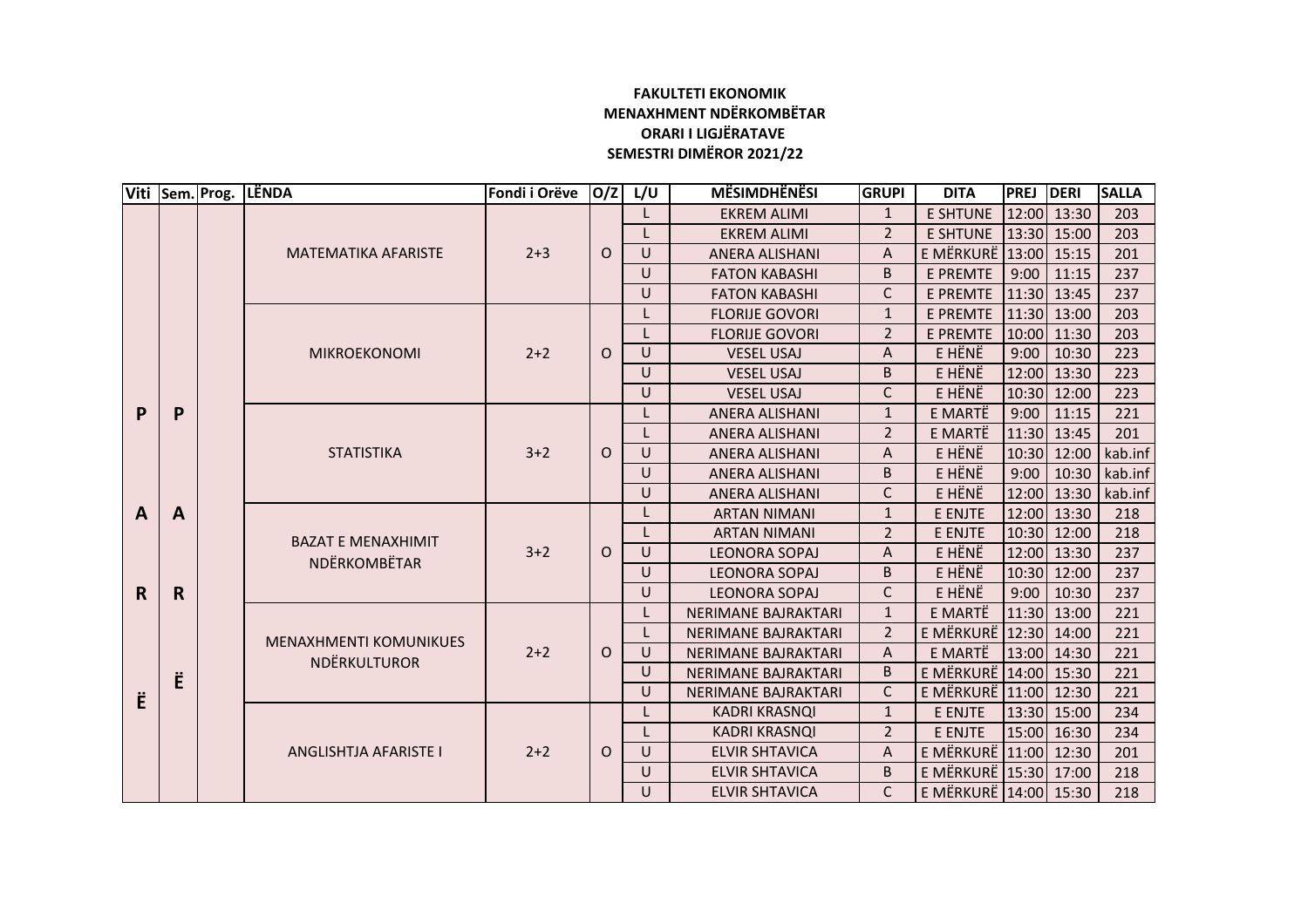**FAKULTETI EKONOMIK**

**MENAXHMENT NDËRKOMBËTAR**

**ORARI I LIGJËRATAVE**

**SEMESTRI DIMËROR 2021/22**

| Viti | Sem. | Prog. | LËNDA | Fondi i Orëve | O/Z | L/U | MËSIMDHËNËSI | GRUPI | DITA | PREJ | DERI | SALLA |
|---|---|---|---|---|---|---|---|---|---|---|---|---|
| PARË | PARË | | MATEMATIKA AFARISTE | 2+3 | O | L | EKREM ALIMI | 1 | E SHTUNE | 12:00 | 13:30 | 203 |
| | | | | | | L | EKREM ALIMI | 2 | E SHTUNE | 13:30 | 15:00 | 203 |
| | | | | | | U | ANERA ALISHANI | A | E MËRKURË | 13:00 | 15:15 | 201 |
| | | | | | | U | FATON KABASHI | B | E PREMTE | 9:00 | 11:15 | 237 |
| | | | | | | U | FATON KABASHI | C | E PREMTE | 11:30 | 13:45 | 237 |
| | | | MIKROEKONOMI | 2+2 | O | L | FLORIJE GOVORI | 1 | E PREMTE | 11:30 | 13:00 | 203 |
| | | | | | | L | FLORIJE GOVORI | 2 | E PREMTE | 10:00 | 11:30 | 203 |
| | | | | | | U | VESEL USAJ | A | E HËNË | 9:00 | 10:30 | 223 |
| | | | | | | U | VESEL USAJ | B | E HËNË | 12:00 | 13:30 | 223 |
| | | | | | | U | VESEL USAJ | C | E HËNË | 10:30 | 12:00 | 223 |
| | | | STATISTIKA | 3+2 | O | L | ANERA ALISHANI | 1 | E MARTË | 9:00 | 11:15 | 221 |
| | | | | | | L | ANERA ALISHANI | 2 | E MARTË | 11:30 | 13:45 | 201 |
| | | | | | | U | ANERA ALISHANI | A | E HËNË | 10:30 | 12:00 | kab.inf |
| | | | | | | U | ANERA ALISHANI | B | E HËNË | 9:00 | 10:30 | kab.inf |
| | | | | | | U | ANERA ALISHANI | C | E HËNË | 12:00 | 13:30 | kab.inf |
| | | | BAZAT E MENAXHIMIT NDËRKOMBËTAR | 3+2 | O | L | ARTAN NIMANI | 1 | E ENJTE | 12:00 | 13:30 | 218 |
| | | | | | | L | ARTAN NIMANI | 2 | E ENJTE | 10:30 | 12:00 | 218 |
| | | | | | | U | LEONORA SOPAJ | A | E HËNË | 12:00 | 13:30 | 237 |
| | | | | | | U | LEONORA SOPAJ | B | E HËNË | 10:30 | 12:00 | 237 |
| | | | | | | U | LEONORA SOPAJ | C | E HËNË | 9:00 | 10:30 | 237 |
| | | | MENAXHMENTI KOMUNIKUES NDËRKULTUROR | 2+2 | O | L | NERIMANE BAJRAKTARI | 1 | E MARTË | 11:30 | 13:00 | 221 |
| | | | | | | L | NERIMANE BAJRAKTARI | 2 | E MËRKURË | 12:30 | 14:00 | 221 |
| | | | | | | U | NERIMANE BAJRAKTARI | A | E MARTË | 13:00 | 14:30 | 221 |
| | | | | | | U | NERIMANE BAJRAKTARI | B | E MËRKURË | 14:00 | 15:30 | 221 |
| | | | | | | U | NERIMANE BAJRAKTARI | C | E MËRKURË | 11:00 | 12:30 | 221 |
| | | | ANGLISHTJA AFARISTE I | 2+2 | O | L | KADRI KRASNQI | 1 | E ENJTE | 13:30 | 15:00 | 234 |
| | | | | | | L | KADRI KRASNQI | 2 | E ENJTE | 15:00 | 16:30 | 234 |
| | | | | | | U | ELVIR SHTAVICA | A | E MËRKURË | 11:00 | 12:30 | 201 |
| | | | | | | U | ELVIR SHTAVICA | B | E MËRKURË | 15:30 | 17:00 | 218 |
| | | | | | | U | ELVIR SHTAVICA | C | E MËRKURË | 14:00 | 15:30 | 218 |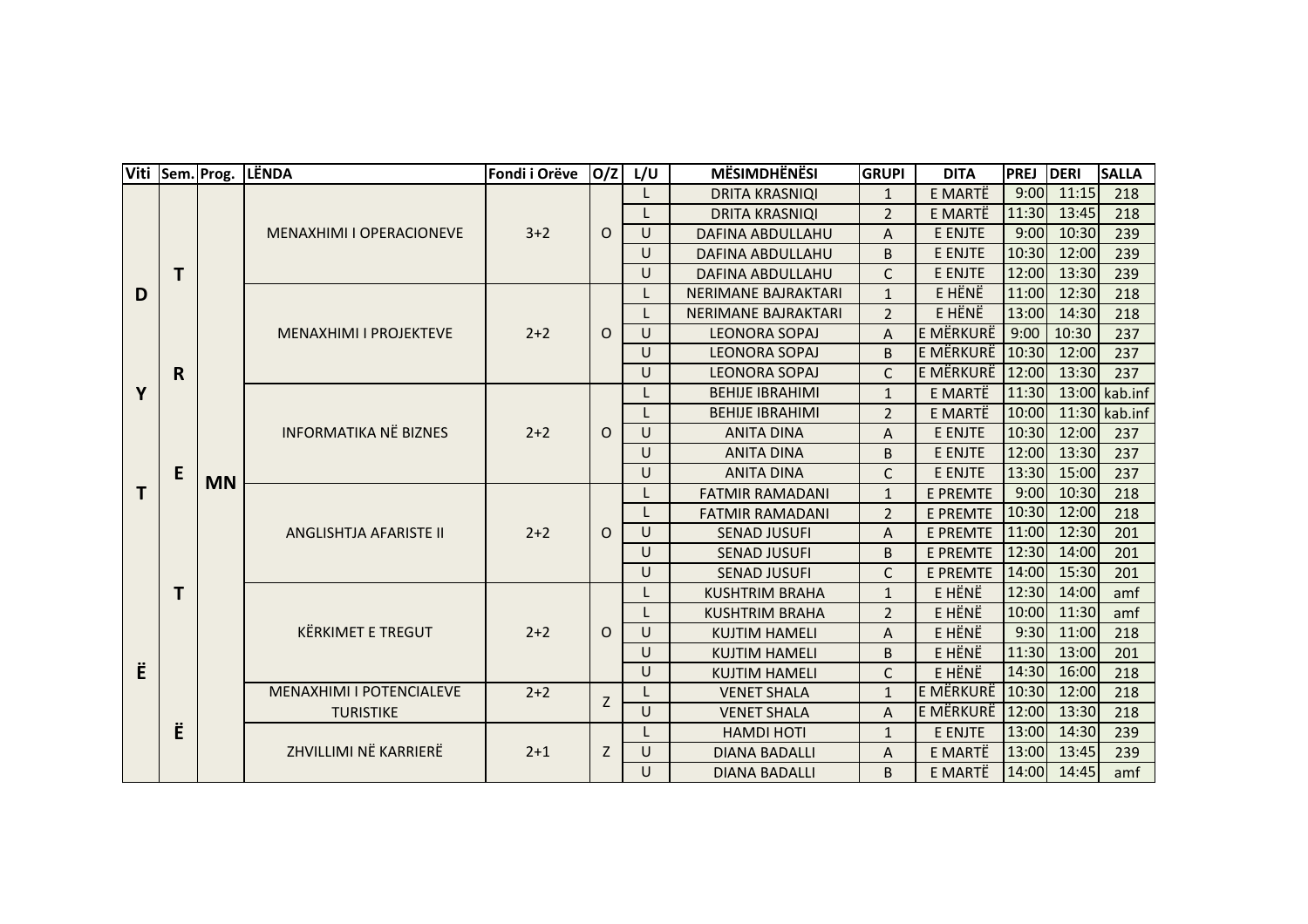| Viti | Sem. | Prog. | LËNDA | Fondi i Orëve | O/Z | L/U | MËSIMDHËNËSI | GRUPI | DITA | PREJ | DERI | SALLA |
|---|---|---|---|---|---|---|---|---|---|---|---|---|
| DYTË | TRETË | MN | MENAXHIMI I OPERACIONEVE | 3+2 | O | L | DRITA KRASNIQI | 1 | E MARTË | 9:00 | 11:15 | 218 |
| | | | | | | L | DRITA KRASNIQI | 2 | E MARTË | 11:30 | 13:45 | 218 |
| | | | | | | U | DAFINA ABDULLAHU | A | E ENJTE | 9:00 | 10:30 | 239 |
| | | | | | | U | DAFINA ABDULLAHU | B | E ENJTE | 10:30 | 12:00 | 239 |
| | | | | | | U | DAFINA ABDULLAHU | C | E ENJTE | 12:00 | 13:30 | 239 |
| | | | MENAXHIMI I PROJEKTEVE | 2+2 | O | L | NERIMANE BAJRAKTARI | 1 | E HËNË | 11:00 | 12:30 | 218 |
| | | | | | | L | NERIMANE BAJRAKTARI | 2 | E HËNË | 13:00 | 14:30 | 218 |
| | | | | | | U | LEONORA SOPAJ | A | E MËRKURË | 9:00 | 10:30 | 237 |
| | | | | | | U | LEONORA SOPAJ | B | E MËRKURË | 10:30 | 12:00 | 237 |
| | | | | | | U | LEONORA SOPAJ | C | E MËRKURË | 12:00 | 13:30 | 237 |
| | | | INFORMATIKA NË BIZNES | 2+2 | O | L | BEHIJE IBRAHIMI | 1 | E MARTË | 11:30 | 13:00 | kab.inf |
| | | | | | | L | BEHIJE IBRAHIMI | 2 | E MARTË | 10:00 | 11:30 | kab.inf |
| | | | | | | U | ANITA DINA | A | E ENJTE | 10:30 | 12:00 | 237 |
| | | | | | | U | ANITA DINA | B | E ENJTE | 12:00 | 13:30 | 237 |
| | | | | | | U | ANITA DINA | C | E ENJTE | 13:30 | 15:00 | 237 |
| | | | ANGLISHTJA AFARISTE II | 2+2 | O | L | FATMIR RAMADANI | 1 | E PREMTE | 9:00 | 10:30 | 218 |
| | | | | | | L | FATMIR RAMADANI | 2 | E PREMTE | 10:30 | 12:00 | 218 |
| | | | | | | U | SENAD JUSUFI | A | E PREMTE | 11:00 | 12:30 | 201 |
| | | | | | | U | SENAD JUSUFI | B | E PREMTE | 12:30 | 14:00 | 201 |
| | | | | | | U | SENAD JUSUFI | C | E PREMTE | 14:00 | 15:30 | 201 |
| | | | KËRKIMET E TREGUT | 2+2 | O | L | KUSHTRIM BRAHA | 1 | E HËNË | 12:30 | 14:00 | amf |
| | | | | | | L | KUSHTRIM BRAHA | 2 | E HËNË | 10:00 | 11:30 | amf |
| | | | | | | U | KUJTIM HAMELI | A | E HËNË | 9:30 | 11:00 | 218 |
| | | | | | | U | KUJTIM HAMELI | B | E HËNË | 11:30 | 13:00 | 201 |
| | | | | | | U | KUJTIM HAMELI | C | E HËNË | 14:30 | 16:00 | 218 |
| | | | MENAXHIMI I POTENCIALEVE TURISTIKE | 2+2 | Z | L | VENET SHALA | 1 | E MËRKURË | 10:30 | 12:00 | 218 |
| | | | | | | U | VENET SHALA | A | E MËRKURË | 12:00 | 13:30 | 218 |
| | | | ZHVILLIMI NË KARRIERË | 2+1 | Z | L | HAMDI HOTI | 1 | E ENJTE | 13:00 | 14:30 | 239 |
| | | | | | | U | DIANA BADALLI | A | E MARTË | 13:00 | 13:45 | 239 |
| | | | | | | U | DIANA BADALLI | B | E MARTË | 14:00 | 14:45 | amf |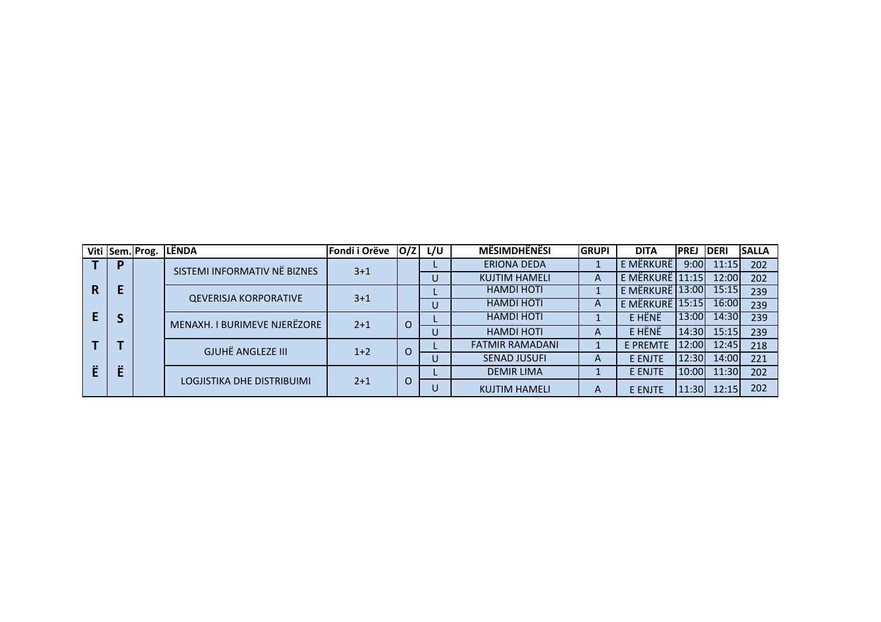| Viti | Sem. | Prog. | LËNDA | Fondi i Orëve | O/Z | L/U | MËSIMDHËNËSI | GRUPI | DITA | PREJ | DERI | SALLA |
|---|---|---|---|---|---|---|---|---|---|---|---|---|
| T | P | | SISTEMI INFORMATIV NË BIZNES | 3+1 | | L | ERIONA DEDA | 1 | E MËRKURË | 9:00 | 11:15 | 202 |
| | | | | | | U | KUJTIM HAMELI | A | E MËRKURË | 11:15 | 12:00 | 202 |
| R | E | | QEVERISJA KORPORATIVE | 3+1 | | L | HAMDI HOTI | 1 | E MËRKURË | 13:00 | 15:15 | 239 |
| | | | | | | U | HAMDI HOTI | A | E MËRKURË | 15:15 | 16:00 | 239 |
| E | S | | MENAXH. I BURIMEVE NJERËZORE | 2+1 | O | L | HAMDI HOTI | 1 | E HËNË | 13:00 | 14:30 | 239 |
| | | | | | | U | HAMDI HOTI | A | E HËNË | 14:30 | 15:15 | 239 |
| T | T | | GJUHË ANGLEZE III | 1+2 | O | L | FATMIR RAMADANI | 1 | E PREMTE | 12:00 | 12:45 | 218 |
| | | | | | | U | SENAD JUSUFI | A | E ENJTE | 12:30 | 14:00 | 221 |
| Ë | Ë | | LOGJISTIKA DHE DISTRIBUIMI | 2+1 | O | L | DEMIR LIMA | 1 | E ENJTE | 10:00 | 11:30 | 202 |
| | | | | | | U | KUJTIM HAMELI | A | E ENJTE | 11:30 | 12:15 | 202 |